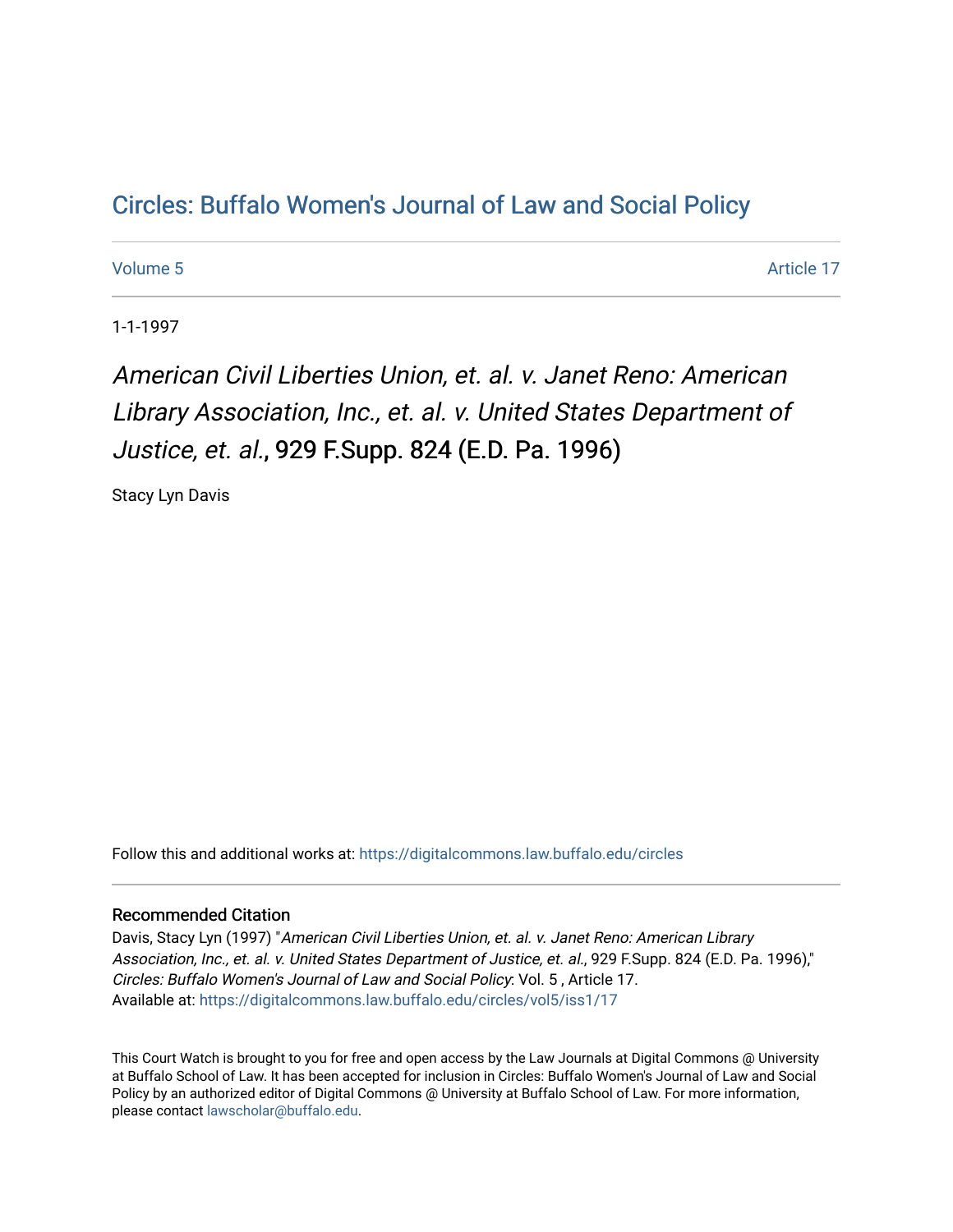# Circles: Buffalo Women's Journal of Law and Social Policy

Volume 5 Article 17

1-1-1997

## *American Civil Liberties Union, et. al. v. Janet Reno: American Library Association, Inc., et. al. v. United States Department of Justice, et. al.*, 929 F.Supp. 824 (E.D. Pa. 1996)

Stacy Lyn Davis

Follow this and additional works at: https://digitalcommons.law.buffalo.edu/circles

### Recommended Citation

Davis, Stacy Lyn (1997) "*American Civil Liberties Union, et. al. v. Janet Reno: American Library Association, Inc., et. al. v. United States Department of Justice, et. al.*, 929 F.Supp. 824 (E.D. Pa. 1996)," *Circles: Buffalo Women's Journal of Law and Social Policy*: Vol. 5 , Article 17.
Available at: https://digitalcommons.law.buffalo.edu/circles/vol5/iss1/17

This Court Watch is brought to you for free and open access by the Law Journals at Digital Commons @ University at Buffalo School of Law. It has been accepted for inclusion in Circles: Buffalo Women's Journal of Law and Social Policy by an authorized editor of Digital Commons @ University at Buffalo School of Law. For more information, please contact lawscholar@buffalo.edu.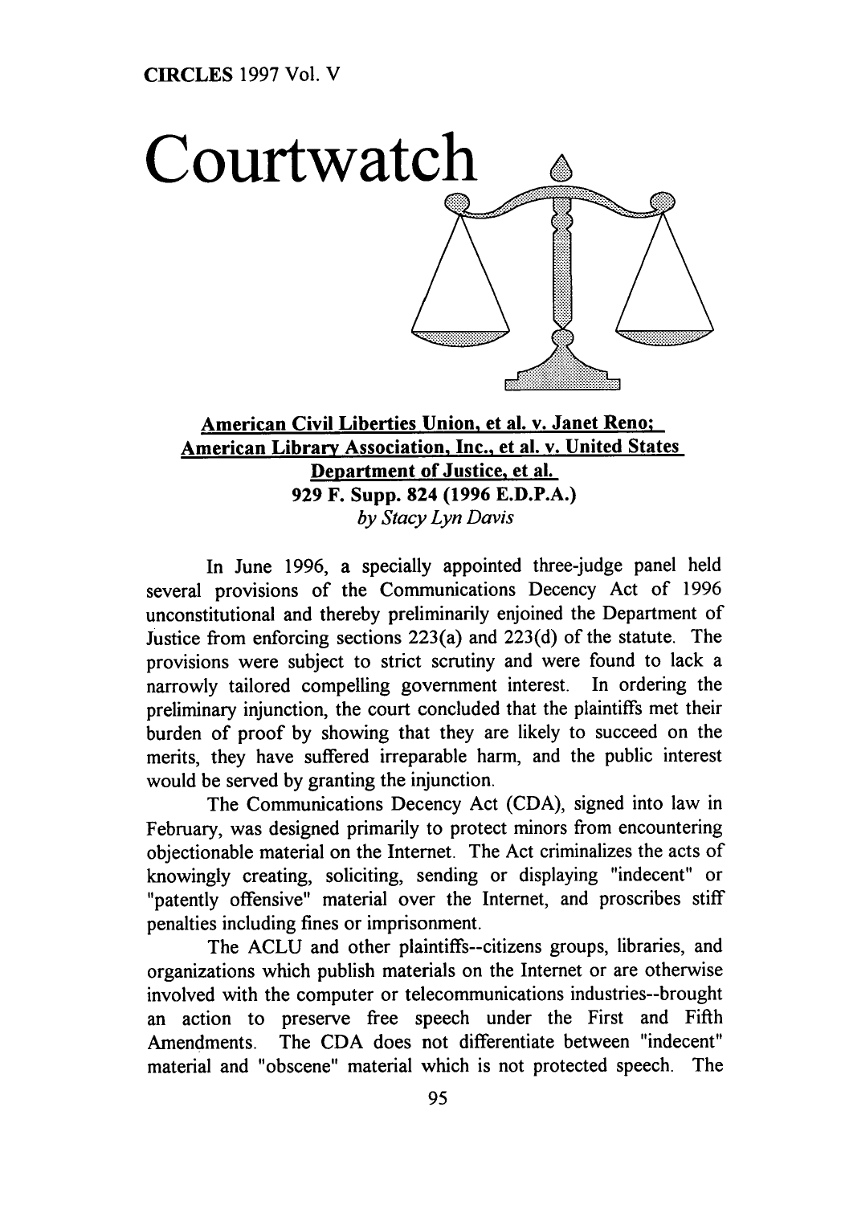# Courtwatch

**American Civil Liberties Union, et al. v. Janet Reno; American Library Association, Inc., et al. v. United States Department of Justice, et al.**
**929 F. Supp. 824 (1996 E.D.P.A.)**
*by Stacy Lyn Davis*

In June 1996, a specially appointed three-judge panel held several provisions of the Communications Decency Act of 1996 unconstitutional and thereby preliminarily enjoined the Department of Justice from enforcing sections 223(a) and 223(d) of the statute. The provisions were subject to strict scrutiny and were found to lack a narrowly tailored compelling government interest. In ordering the preliminary injunction, the court concluded that the plaintiffs met their burden of proof by showing that they are likely to succeed on the merits, they have suffered irreparable harm, and the public interest would be served by granting the injunction.

The Communications Decency Act (CDA), signed into law in February, was designed primarily to protect minors from encountering objectionable material on the Internet. The Act criminalizes the acts of knowingly creating, soliciting, sending or displaying "indecent" or "patently offensive" material over the Internet, and proscribes stiff penalties including fines or imprisonment.

The ACLU and other plaintiffs--citizens groups, libraries, and organizations which publish materials on the Internet or are otherwise involved with the computer or telecommunications industries--brought an action to preserve free speech under the First and Fifth Amendments. The CDA does not differentiate between "indecent" material and "obscene" material which is not protected speech. The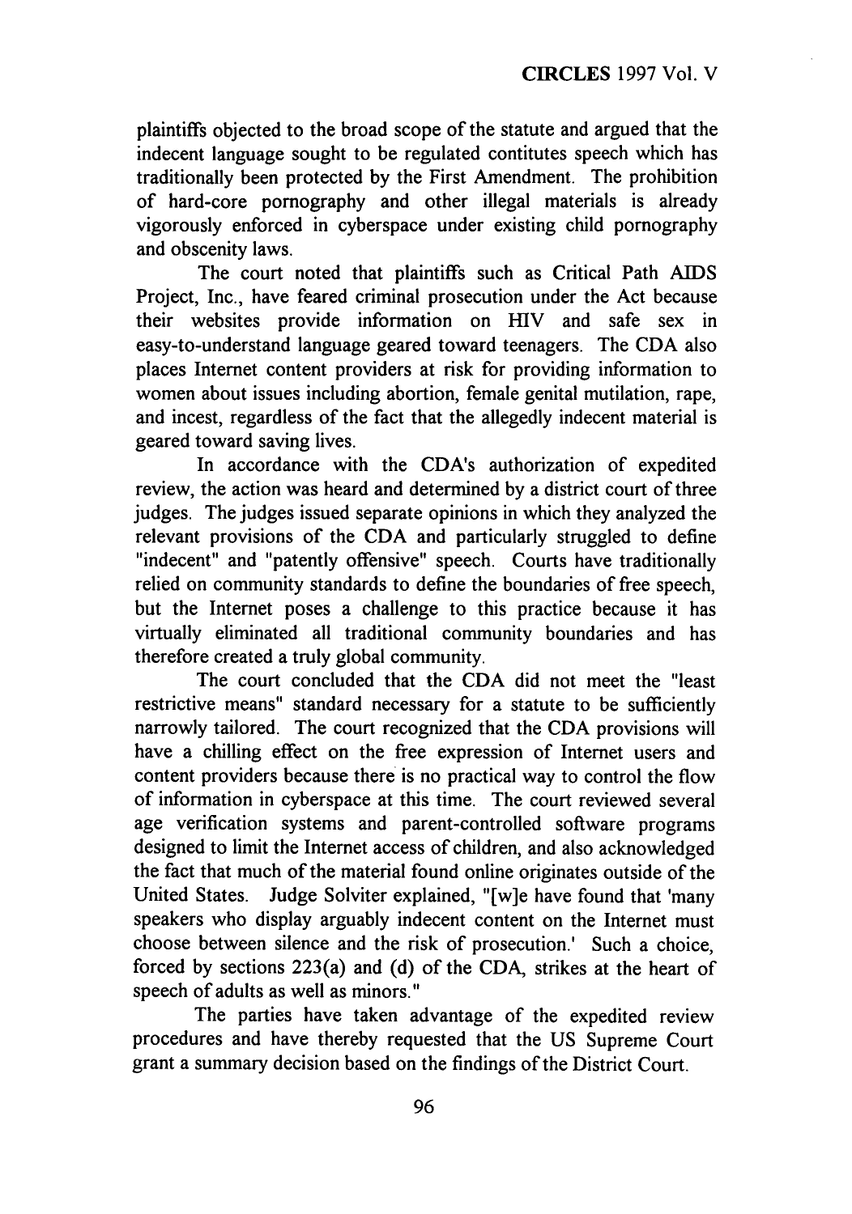plaintiffs objected to the broad scope of the statute and argued that the indecent language sought to be regulated contitutes speech which has traditionally been protected by the First Amendment. The prohibition of hard-core pornography and other illegal materials is already vigorously enforced in cyberspace under existing child pornography and obscenity laws.

The court noted that plaintiffs such as Critical Path AIDS Project, Inc., have feared criminal prosecution under the Act because their websites provide information on HIV and safe sex in easy-to-understand language geared toward teenagers. The CDA also places Internet content providers at risk for providing information to women about issues including abortion, female genital mutilation, rape, and incest, regardless of the fact that the allegedly indecent material is geared toward saving lives.

In accordance with the CDA's authorization of expedited review, the action was heard and determined by a district court of three judges. The judges issued separate opinions in which they analyzed the relevant provisions of the CDA and particularly struggled to define "indecent" and "patently offensive" speech. Courts have traditionally relied on community standards to define the boundaries of free speech, but the Internet poses a challenge to this practice because it has virtually eliminated all traditional community boundaries and has therefore created a truly global community.

The court concluded that the CDA did not meet the "least restrictive means" standard necessary for a statute to be sufficiently narrowly tailored. The court recognized that the CDA provisions will have a chilling effect on the free expression of Internet users and content providers because there is no practical way to control the flow of information in cyberspace at this time. The court reviewed several age verification systems and parent-controlled software programs designed to limit the Internet access of children, and also acknowledged the fact that much of the material found online originates outside of the United States. Judge Solviter explained, "[w]e have found that 'many speakers who display arguably indecent content on the Internet must choose between silence and the risk of prosecution.' Such a choice, forced by sections 223(a) and (d) of the CDA, strikes at the heart of speech of adults as well as minors."

The parties have taken advantage of the expedited review procedures and have thereby requested that the US Supreme Court grant a summary decision based on the findings of the District Court.